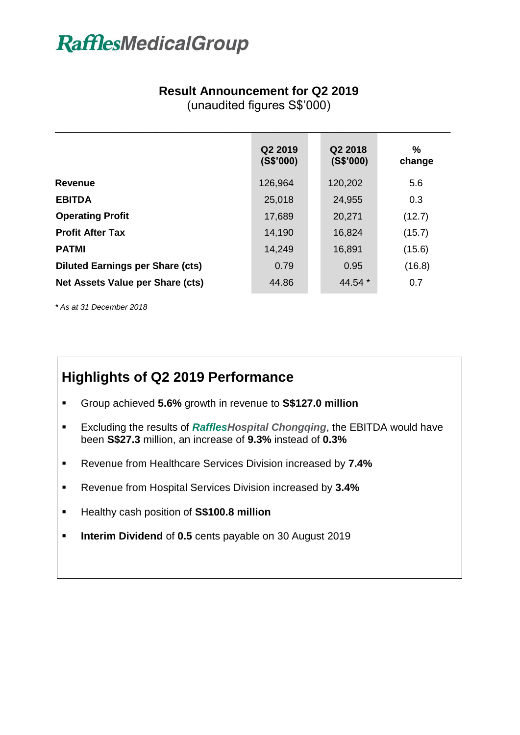# RafflesMedicalGroup

## Result Announcement for Q2 2019

(unaudited figures S$'000)

| | Q2 2019 (S$'000) | Q2 2018 (S$'000) | % change |
|---|---|---|---|
| **Revenue** | 126,964 | 120,202 | 5.6 |
| **EBITDA** | 25,018 | 24,955 | 0.3 |
| **Operating Profit** | 17,689 | 20,271 | (12.7) |
| **Profit After Tax** | 14,190 | 16,824 | (15.7) |
| **PATMI** | 14,249 | 16,891 | (15.6) |
| **Diluted Earnings per Share (cts)** | 0.79 | 0.95 | (16.8) |
| **Net Assets Value per Share (cts)** | 44.86 | 44.54 * | 0.7 |

*\* As at 31 December 2018*

## Highlights of Q2 2019 Performance

- Group achieved **5.6%** growth in revenue to **S$127.0 million**
- Excluding the results of ***RafflesHospital Chongqing***, the EBITDA would have been **S$27.3** million, an increase of **9.3%** instead of **0.3%**
- Revenue from Healthcare Services Division increased by **7.4%**
- Revenue from Hospital Services Division increased by **3.4%**
- Healthy cash position of **S$100.8 million**
- **Interim Dividend** of **0.5** cents payable on 30 August 2019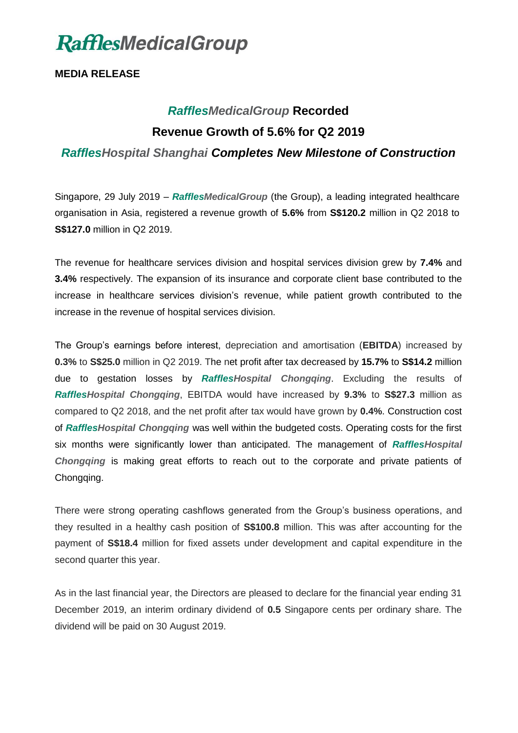# *RafflesMedicalGroup*

**MEDIA RELEASE**

## *RafflesMedicalGroup* Recorded Revenue Growth of 5.6% for Q2 2019

### *RafflesHospital Shanghai Completes New Milestone of Construction*

Singapore, 29 July 2019 – ***RafflesMedicalGroup*** (the Group), a leading integrated healthcare organisation in Asia, registered a revenue growth of **5.6%** from **S$120.2** million in Q2 2018 to **S$127.0** million in Q2 2019.

The revenue for healthcare services division and hospital services division grew by **7.4%** and **3.4%** respectively. The expansion of its insurance and corporate client base contributed to the increase in healthcare services division's revenue, while patient growth contributed to the increase in the revenue of hospital services division.

The Group's earnings before interest, depreciation and amortisation (**EBITDA**) increased by **0.3%** to **S$25.0** million in Q2 2019. The net profit after tax decreased by **15.7%** to **S$14.2** million due to gestation losses by ***RafflesHospital Chongqing***. Excluding the results of ***RafflesHospital Chongqing***, EBITDA would have increased by **9.3%** to **S$27.3** million as compared to Q2 2018, and the net profit after tax would have grown by **0.4%**. Construction cost of ***RafflesHospital Chongqing*** was well within the budgeted costs. Operating costs for the first six months were significantly lower than anticipated. The management of ***RafflesHospital Chongqing*** is making great efforts to reach out to the corporate and private patients of Chongqing.

There were strong operating cashflows generated from the Group's business operations, and they resulted in a healthy cash position of **S$100.8** million. This was after accounting for the payment of **S$18.4** million for fixed assets under development and capital expenditure in the second quarter this year.

As in the last financial year, the Directors are pleased to declare for the financial year ending 31 December 2019, an interim ordinary dividend of **0.5** Singapore cents per ordinary share. The dividend will be paid on 30 August 2019.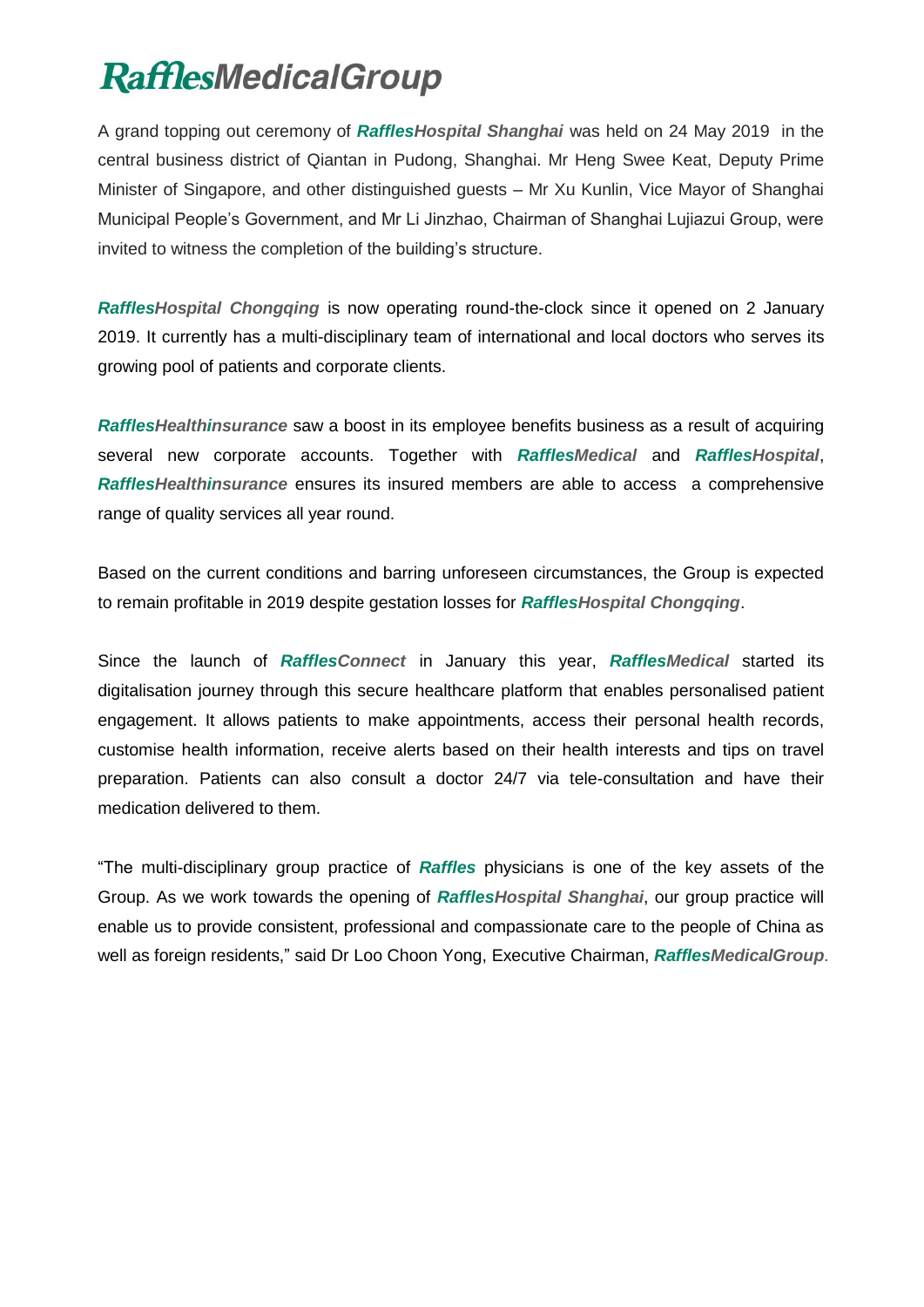# RafflesMedicalGroup

A grand topping out ceremony of ***RafflesHospital Shanghai*** was held on 24 May 2019 in the central business district of Qiantan in Pudong, Shanghai. Mr Heng Swee Keat, Deputy Prime Minister of Singapore, and other distinguished guests – Mr Xu Kunlin, Vice Mayor of Shanghai Municipal People's Government, and Mr Li Jinzhao, Chairman of Shanghai Lujiazui Group, were invited to witness the completion of the building's structure.

***RafflesHospital Chongqing*** is now operating round-the-clock since it opened on 2 January 2019. It currently has a multi-disciplinary team of international and local doctors who serves its growing pool of patients and corporate clients.

***RafflesHealthinsurance*** saw a boost in its employee benefits business as a result of acquiring several new corporate accounts. Together with ***RafflesMedical*** and ***RafflesHospital***, ***RafflesHealthinsurance*** ensures its insured members are able to access a comprehensive range of quality services all year round.

Based on the current conditions and barring unforeseen circumstances, the Group is expected to remain profitable in 2019 despite gestation losses for ***RafflesHospital Chongqing***.

Since the launch of ***RafflesConnect*** in January this year, ***RafflesMedical*** started its digitalisation journey through this secure healthcare platform that enables personalised patient engagement. It allows patients to make appointments, access their personal health records, customise health information, receive alerts based on their health interests and tips on travel preparation. Patients can also consult a doctor 24/7 via tele-consultation and have their medication delivered to them.

"The multi-disciplinary group practice of ***Raffles*** physicians is one of the key assets of the Group. As we work towards the opening of ***RafflesHospital Shanghai***, our group practice will enable us to provide consistent, professional and compassionate care to the people of China as well as foreign residents," said Dr Loo Choon Yong, Executive Chairman, ***RafflesMedicalGroup***.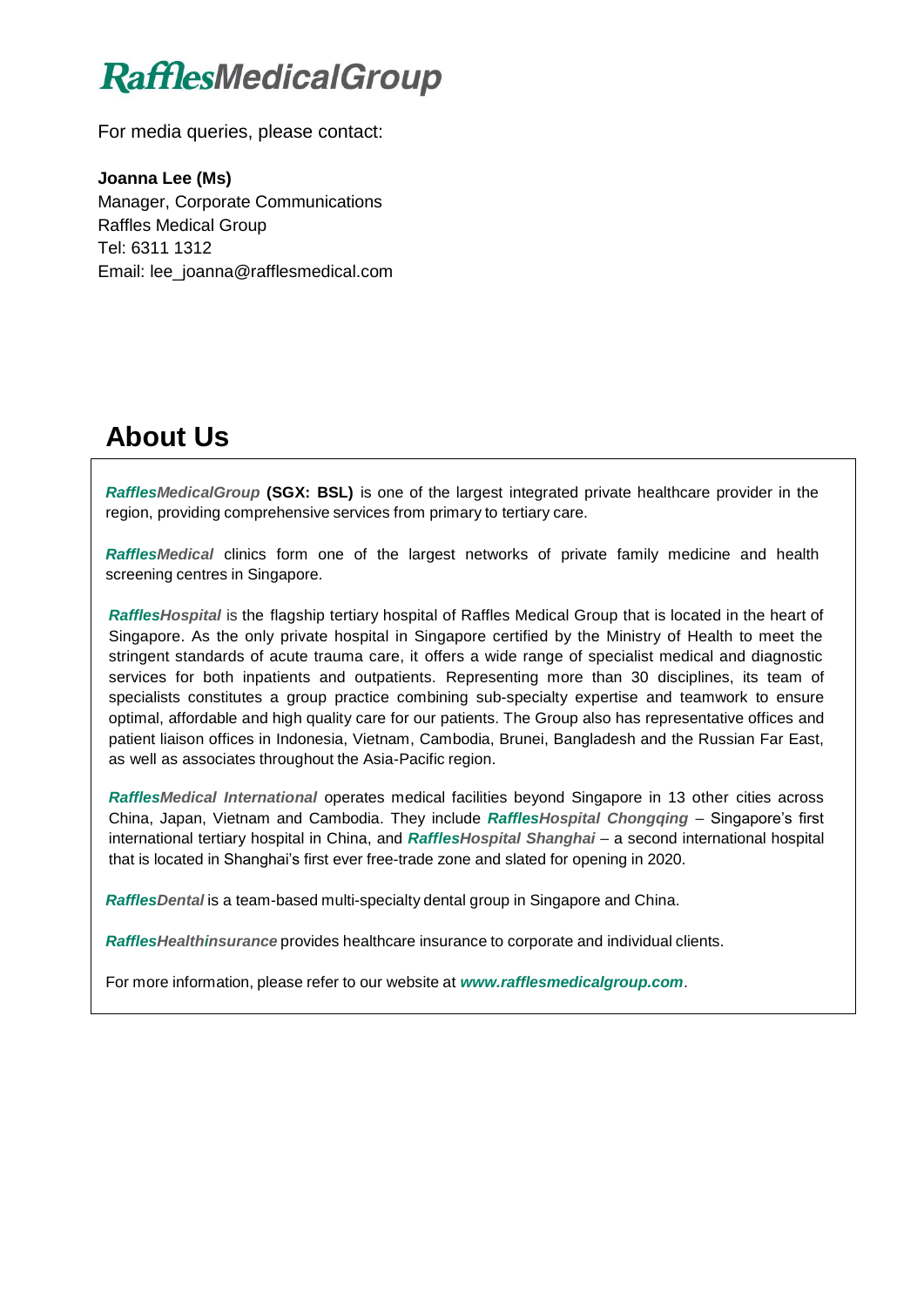**RafflesMedicalGroup**

For media queries, please contact:

**Joanna Lee (Ms)**
Manager, Corporate Communications
Raffles Medical Group
Tel: 6311 1312
Email: lee_joanna@rafflesmedical.com

## About Us

***RafflesMedicalGroup*** **(SGX: BSL)** is one of the largest integrated private healthcare provider in the region, providing comprehensive services from primary to tertiary care.

***RafflesMedical*** clinics form one of the largest networks of private family medicine and health screening centres in Singapore.

***RafflesHospital*** is the flagship tertiary hospital of Raffles Medical Group that is located in the heart of Singapore. As the only private hospital in Singapore certified by the Ministry of Health to meet the stringent standards of acute trauma care, it offers a wide range of specialist medical and diagnostic services for both inpatients and outpatients. Representing more than 30 disciplines, its team of specialists constitutes a group practice combining sub-specialty expertise and teamwork to ensure optimal, affordable and high quality care for our patients. The Group also has representative offices and patient liaison offices in Indonesia, Vietnam, Cambodia, Brunei, Bangladesh and the Russian Far East, as well as associates throughout the Asia-Pacific region.

***RafflesMedical International*** operates medical facilities beyond Singapore in 13 other cities across China, Japan, Vietnam and Cambodia. They include ***RafflesHospital Chongqing*** – Singapore's first international tertiary hospital in China, and ***RafflesHospital Shanghai*** – a second international hospital that is located in Shanghai's first ever free-trade zone and slated for opening in 2020.

***RafflesDental*** is a team-based multi-specialty dental group in Singapore and China.

***RafflesHealthinsurance*** provides healthcare insurance to corporate and individual clients.

For more information, please refer to our website at ***www.rafflesmedicalgroup.com***.